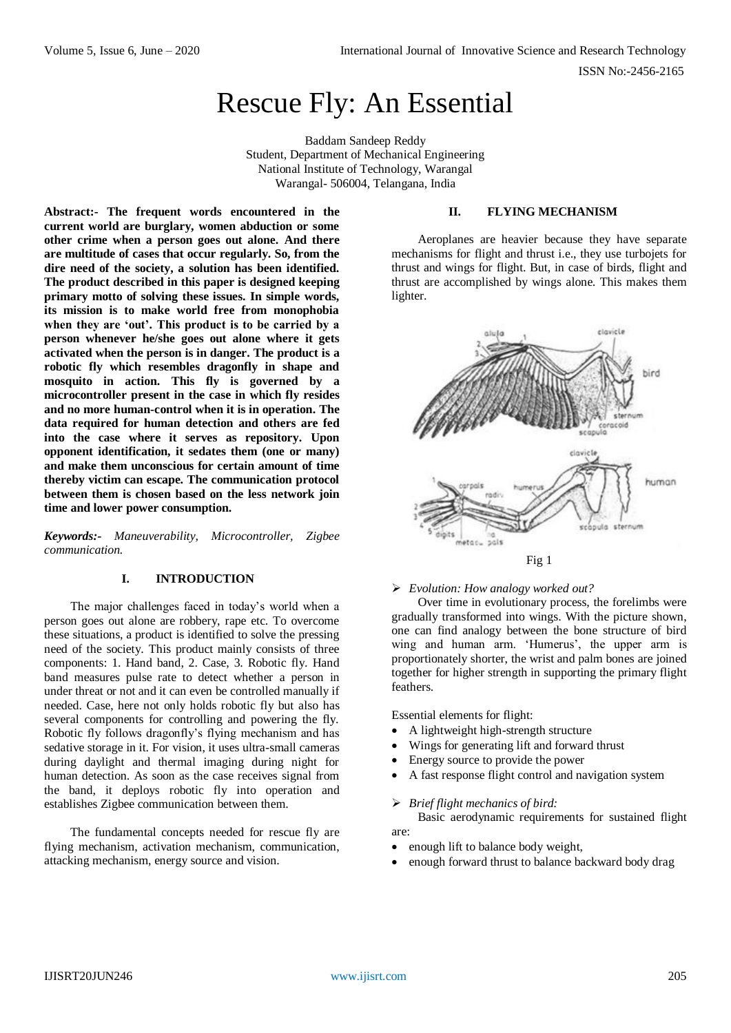# Rescue Fly: An Essential

Baddam Sandeep Reddy
Student, Department of Mechanical Engineering
National Institute of Technology, Warangal
Warangal- 506004, Telangana, India

**Abstract:- The frequent words encountered in the current world are burglary, women abduction or some other crime when a person goes out alone. And there are multitude of cases that occur regularly. So, from the dire need of the society, a solution has been identified. The product described in this paper is designed keeping primary motto of solving these issues. In simple words, its mission is to make world free from monophobia when they are 'out'. This product is to be carried by a person whenever he/she goes out alone where it gets activated when the person is in danger. The product is a robotic fly which resembles dragonfly in shape and mosquito in action. This fly is governed by a microcontroller present in the case in which fly resides and no more human-control when it is in operation. The data required for human detection and others are fed into the case where it serves as repository. Upon opponent identification, it sedates them (one or many) and make them unconscious for certain amount of time thereby victim can escape. The communication protocol between them is chosen based on the less network join time and lower power consumption.**

***Keywords:-*** *Maneuverability, Microcontroller, Zigbee communication.*

## I. INTRODUCTION

The major challenges faced in today's world when a person goes out alone are robbery, rape etc. To overcome these situations, a product is identified to solve the pressing need of the society. This product mainly consists of three components: 1. Hand band, 2. Case, 3. Robotic fly. Hand band measures pulse rate to detect whether a person in under threat or not and it can even be controlled manually if needed. Case, here not only holds robotic fly but also has several components for controlling and powering the fly. Robotic fly follows dragonfly's flying mechanism and has sedative storage in it. For vision, it uses ultra-small cameras during daylight and thermal imaging during night for human detection. As soon as the case receives signal from the band, it deploys robotic fly into operation and establishes Zigbee communication between them.

The fundamental concepts needed for rescue fly are flying mechanism, activation mechanism, communication, attacking mechanism, energy source and vision.

## II. FLYING MECHANISM

Aeroplanes are heavier because they have separate mechanisms for flight and thrust i.e., they use turbojets for thrust and wings for flight. But, in case of birds, flight and thrust are accomplished by wings alone. This makes them lighter.

Fig 1

➢ *Evolution: How analogy worked out?*

Over time in evolutionary process, the forelimbs were gradually transformed into wings. With the picture shown, one can find analogy between the bone structure of bird wing and human arm. 'Humerus', the upper arm is proportionately shorter, the wrist and palm bones are joined together for higher strength in supporting the primary flight feathers.

Essential elements for flight:

- A lightweight high-strength structure
- Wings for generating lift and forward thrust
- Energy source to provide the power
- A fast response flight control and navigation system

➢ *Brief flight mechanics of bird:*

Basic aerodynamic requirements for sustained flight are:

- enough lift to balance body weight,
- enough forward thrust to balance backward body drag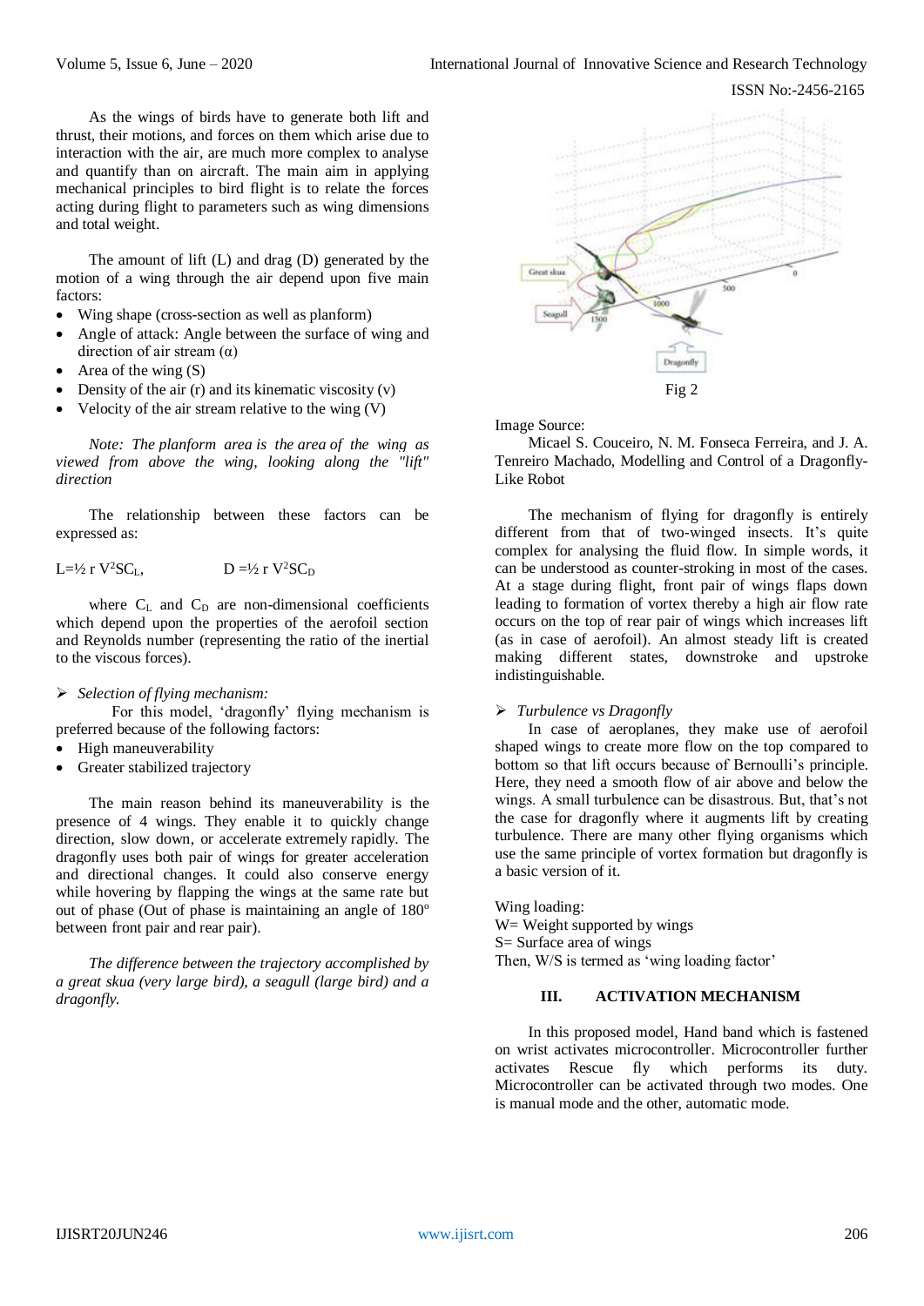As the wings of birds have to generate both lift and thrust, their motions, and forces on them which arise due to interaction with the air, are much more complex to analyse and quantify than on aircraft. The main aim in applying mechanical principles to bird flight is to relate the forces acting during flight to parameters such as wing dimensions and total weight.

The amount of lift (L) and drag (D) generated by the motion of a wing through the air depend upon five main factors:

- Wing shape (cross-section as well as planform)
- Angle of attack: Angle between the surface of wing and direction of air stream (α)
- Area of the wing (S)
- Density of the air (r) and its kinematic viscosity (v)
- Velocity of the air stream relative to the wing (V)

*Note: The planform area is the area of the wing as viewed from above the wing, looking along the "lift" direction*

The relationship between these factors can be expressed as:

$L = \frac{1}{2} r V^2 S C_L$, $D = \frac{1}{2} r V^2 S C_D$

where $C_L$ and $C_D$ are non-dimensional coefficients which depend upon the properties of the aerofoil section and Reynolds number (representing the ratio of the inertial to the viscous forces).

➢ *Selection of flying mechanism:*

For this model, 'dragonfly' flying mechanism is preferred because of the following factors:

- High maneuverability
- Greater stabilized trajectory

The main reason behind its maneuverability is the presence of 4 wings. They enable it to quickly change direction, slow down, or accelerate extremely rapidly. The dragonfly uses both pair of wings for greater acceleration and directional changes. It could also conserve energy while hovering by flapping the wings at the same rate but out of phase (Out of phase is maintaining an angle of 180° between front pair and rear pair).

*The difference between the trajectory accomplished by a great skua (very large bird), a seagull (large bird) and a dragonfly.*

Fig 2

Image Source:

Micael S. Couceiro, N. M. Fonseca Ferreira, and J. A. Tenreiro Machado, Modelling and Control of a Dragonfly-Like Robot

The mechanism of flying for dragonfly is entirely different from that of two-winged insects. It's quite complex for analysing the fluid flow. In simple words, it can be understood as counter-stroking in most of the cases. At a stage during flight, front pair of wings flaps down leading to formation of vortex thereby a high air flow rate occurs on the top of rear pair of wings which increases lift (as in case of aerofoil). An almost steady lift is created making different states, downstroke and upstroke indistinguishable.

➢ *Turbulence vs Dragonfly*

In case of aeroplanes, they make use of aerofoil shaped wings to create more flow on the top compared to bottom so that lift occurs because of Bernoulli's principle. Here, they need a smooth flow of air above and below the wings. A small turbulence can be disastrous. But, that's not the case for dragonfly where it augments lift by creating turbulence. There are many other flying organisms which use the same principle of vortex formation but dragonfly is a basic version of it.

Wing loading:
W= Weight supported by wings
S= Surface area of wings
Then, W/S is termed as 'wing loading factor'

## III. ACTIVATION MECHANISM

In this proposed model, Hand band which is fastened on wrist activates microcontroller. Microcontroller further activates Rescue fly which performs its duty. Microcontroller can be activated through two modes. One is manual mode and the other, automatic mode.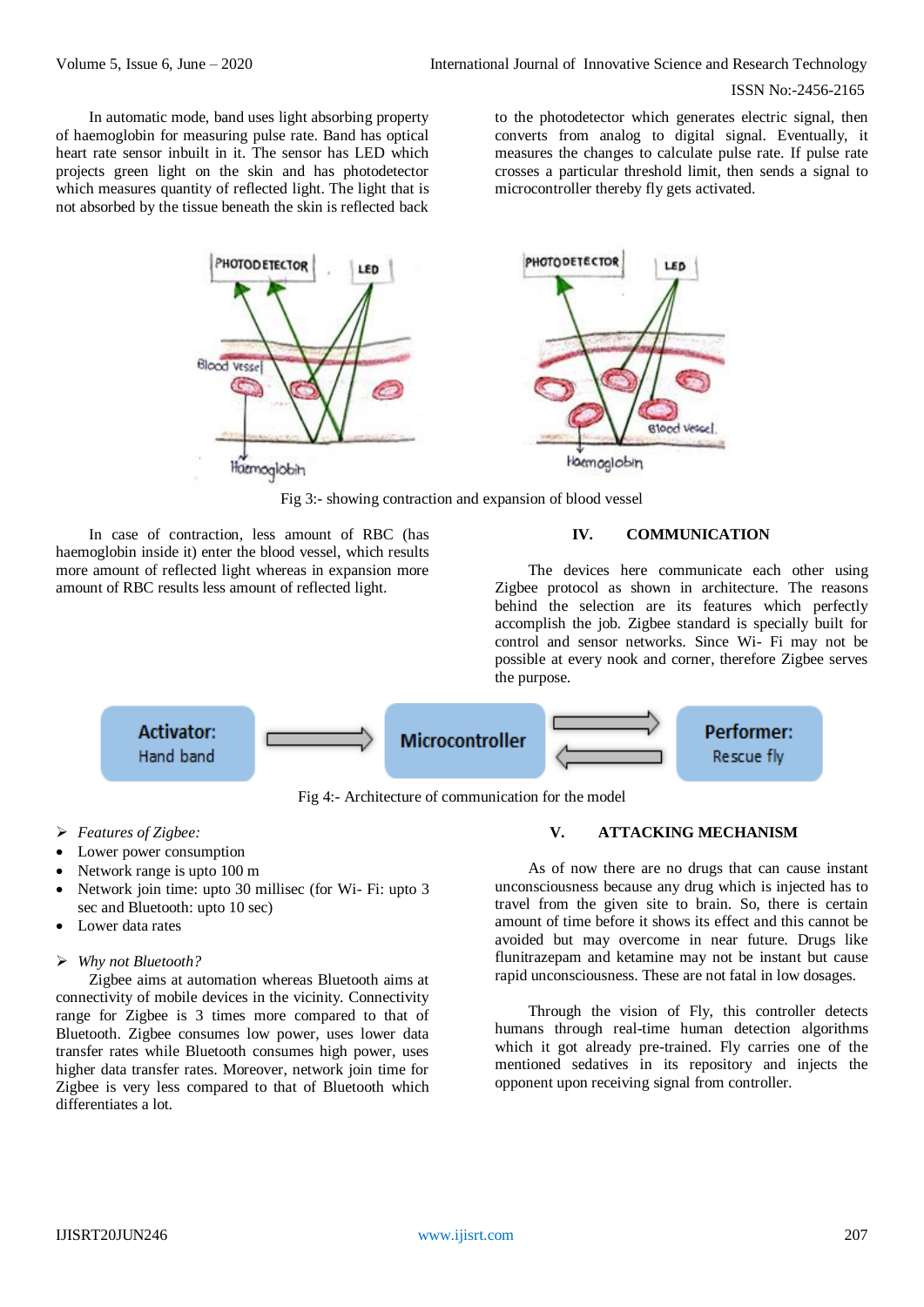In automatic mode, band uses light absorbing property of haemoglobin for measuring pulse rate. Band has optical heart rate sensor inbuilt in it. The sensor has LED which projects green light on the skin and has photodetector which measures quantity of reflected light. The light that is not absorbed by the tissue beneath the skin is reflected back to the photodetector which generates electric signal, then converts from analog to digital signal. Eventually, it measures the changes to calculate pulse rate. If pulse rate crosses a particular threshold limit, then sends a signal to microcontroller thereby fly gets activated.

Fig 3:- showing contraction and expansion of blood vessel

In case of contraction, less amount of RBC (has haemoglobin inside it) enter the blood vessel, which results more amount of reflected light whereas in expansion more amount of RBC results less amount of reflected light.

## IV. COMMUNICATION

The devices here communicate each other using Zigbee protocol as shown in architecture. The reasons behind the selection are its features which perfectly accomplish the job. Zigbee standard is specially built for control and sensor networks. Since Wi- Fi may not be possible at every nook and corner, therefore Zigbee serves the purpose.

Fig 4:- Architecture of communication for the model

- *Features of Zigbee:*
  - Lower power consumption
  - Network range is upto 100 m
  - Network join time: upto 30 millisec (for Wi- Fi: upto 3 sec and Bluetooth: upto 10 sec)
  - Lower data rates

- *Why not Bluetooth?*

Zigbee aims at automation whereas Bluetooth aims at connectivity of mobile devices in the vicinity. Connectivity range for Zigbee is 3 times more compared to that of Bluetooth. Zigbee consumes low power, uses lower data transfer rates while Bluetooth consumes high power, uses higher data transfer rates. Moreover, network join time for Zigbee is very less compared to that of Bluetooth which differentiates a lot.

## V. ATTACKING MECHANISM

As of now there are no drugs that can cause instant unconsciousness because any drug which is injected has to travel from the given site to brain. So, there is certain amount of time before it shows its effect and this cannot be avoided but may overcome in near future. Drugs like flunitrazepam and ketamine may not be instant but cause rapid unconsciousness. These are not fatal in low dosages.

Through the vision of Fly, this controller detects humans through real-time human detection algorithms which it got already pre-trained. Fly carries one of the mentioned sedatives in its repository and injects the opponent upon receiving signal from controller.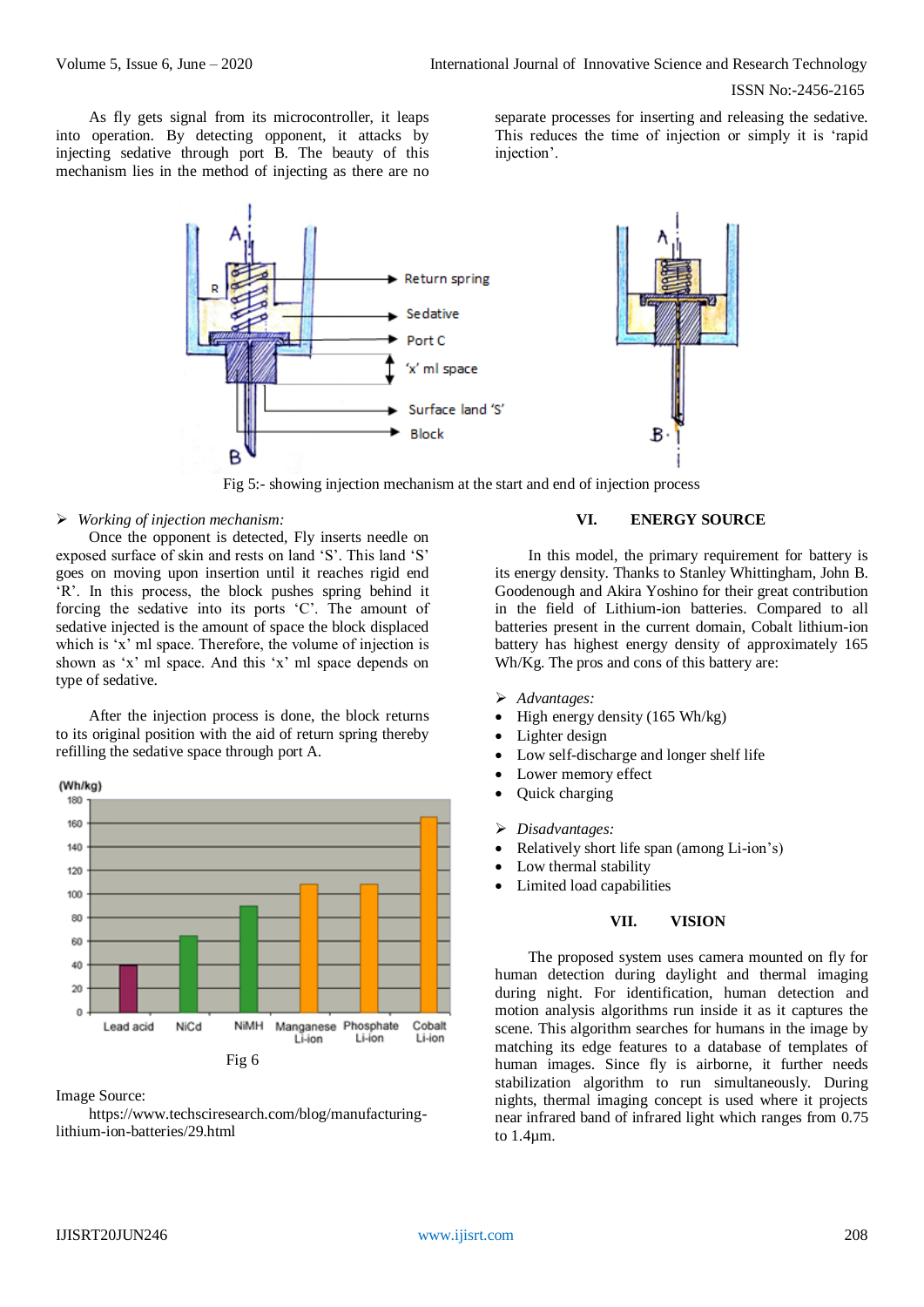As fly gets signal from its microcontroller, it leaps into operation. By detecting opponent, it attacks by injecting sedative through port B. The beauty of this mechanism lies in the method of injecting as there are no separate processes for inserting and releasing the sedative. This reduces the time of injection or simply it is 'rapid injection'.

Fig 5:- showing injection mechanism at the start and end of injection process

➢ *Working of injection mechanism:*

Once the opponent is detected, Fly inserts needle on exposed surface of skin and rests on land 'S'. This land 'S' goes on moving upon insertion until it reaches rigid end 'R'. In this process, the block pushes spring behind it forcing the sedative into its ports 'C'. The amount of sedative injected is the amount of space the block displaced which is 'x' ml space. Therefore, the volume of injection is shown as 'x' ml space. And this 'x' ml space depends on type of sedative.

After the injection process is done, the block returns to its original position with the aid of return spring thereby refilling the sedative space through port A.

Fig 6

Image Source:

https://www.techsciresearch.com/blog/manufacturing-lithium-ion-batteries/29.html

## VI. ENERGY SOURCE

In this model, the primary requirement for battery is its energy density. Thanks to Stanley Whittingham, John B. Goodenough and Akira Yoshino for their great contribution in the field of Lithium-ion batteries. Compared to all batteries present in the current domain, Cobalt lithium-ion battery has highest energy density of approximately 165 Wh/Kg. The pros and cons of this battery are:

➢ *Advantages:*

- High energy density (165 Wh/kg)
- Lighter design
- Low self-discharge and longer shelf life
- Lower memory effect
- Quick charging

➢ *Disadvantages:*

- Relatively short life span (among Li-ion's)
- Low thermal stability
- Limited load capabilities

## VII. VISION

The proposed system uses camera mounted on fly for human detection during daylight and thermal imaging during night. For identification, human detection and motion analysis algorithms run inside it as it captures the scene. This algorithm searches for humans in the image by matching its edge features to a database of templates of human images. Since fly is airborne, it further needs stabilization algorithm to run simultaneously. During nights, thermal imaging concept is used where it projects near infrared band of infrared light which ranges from 0.75 to 1.4μm.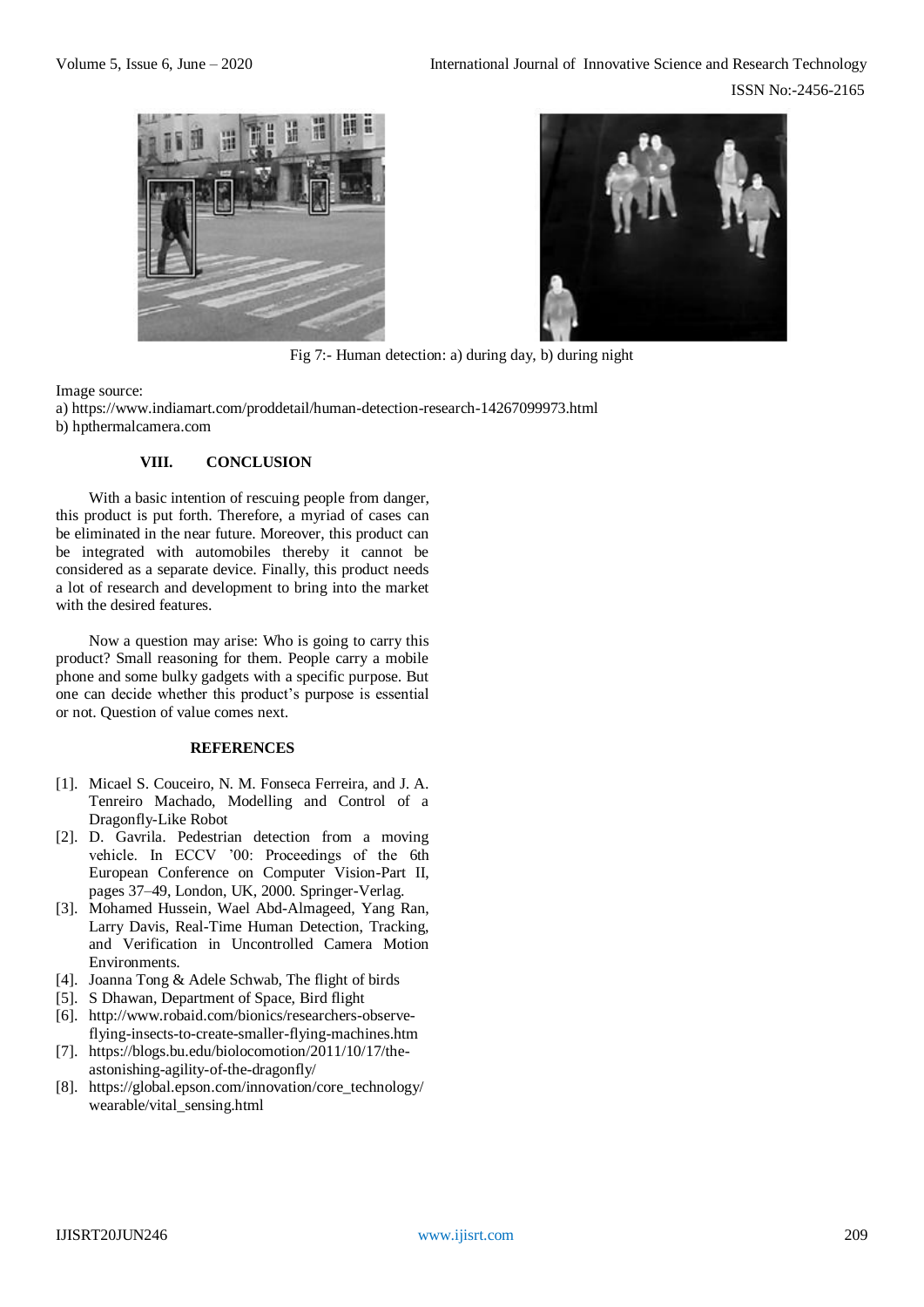Fig 7:- Human detection: a) during day, b) during night

Image source:
a) https://www.indiamart.com/proddetail/human-detection-research-14267099973.html
b) hpthermalcamera.com

## VIII. CONCLUSION

With a basic intention of rescuing people from danger, this product is put forth. Therefore, a myriad of cases can be eliminated in the near future. Moreover, this product can be integrated with automobiles thereby it cannot be considered as a separate device. Finally, this product needs a lot of research and development to bring into the market with the desired features.

Now a question may arise: Who is going to carry this product? Small reasoning for them. People carry a mobile phone and some bulky gadgets with a specific purpose. But one can decide whether this product's purpose is essential or not. Question of value comes next.

## REFERENCES

- [1]. Micael S. Couceiro, N. M. Fonseca Ferreira, and J. A. Tenreiro Machado, Modelling and Control of a Dragonfly-Like Robot
- [2]. D. Gavrila. Pedestrian detection from a moving vehicle. In ECCV '00: Proceedings of the 6th European Conference on Computer Vision-Part II, pages 37–49, London, UK, 2000. Springer-Verlag.
- [3]. Mohamed Hussein, Wael Abd-Almageed, Yang Ran, Larry Davis, Real-Time Human Detection, Tracking, and Verification in Uncontrolled Camera Motion Environments.
- [4]. Joanna Tong & Adele Schwab, The flight of birds
- [5]. S Dhawan, Department of Space, Bird flight
- [6]. http://www.robaid.com/bionics/researchers-observe-flying-insects-to-create-smaller-flying-machines.htm
- [7]. https://blogs.bu.edu/biolocomotion/2011/10/17/the-astonishing-agility-of-the-dragonfly/
- [8]. https://global.epson.com/innovation/core_technology/wearable/vital_sensing.html